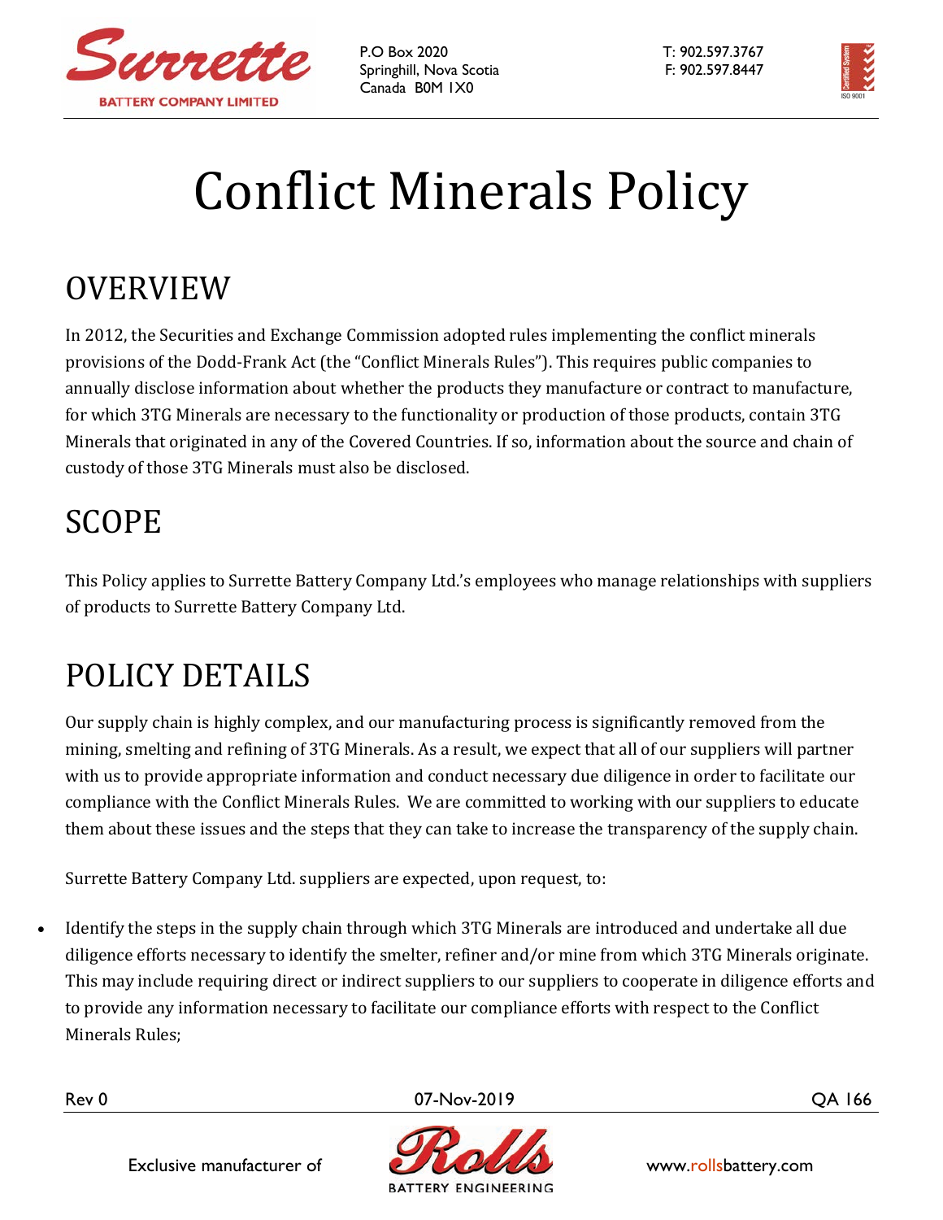# Conflict Minerals Policy

## OVERVIEW

In 2012, the Securities and Exchange Commission adopted rules implementing the conflict minerals provisions of the Dodd-Frank Act (the "Conflict Minerals Rules"). This requires public companies to annually disclose information about whether the products they manufacture or contract to manufacture, for which 3TG Minerals are necessary to the functionality or production of those products, contain 3TG Minerals that originated in any of the Covered Countries. If so, information about the source and chain of custody of those 3TG Minerals must also be disclosed.

## SCOPE

This Policy applies to Surrette Battery Company Ltd.'s employees who manage relationships with suppliers of products to Surrette Battery Company Ltd.

## POLICY DETAILS

Our supply chain is highly complex, and our manufacturing process is significantly removed from the mining, smelting and refining of 3TG Minerals. As a result, we expect that all of our suppliers will partner with us to provide appropriate information and conduct necessary due diligence in order to facilitate our compliance with the Conflict Minerals Rules. We are committed to working with our suppliers to educate them about these issues and the steps that they can take to increase the transparency of the supply chain.

Surrette Battery Company Ltd. suppliers are expected, upon request, to:

- Identify the steps in the supply chain through which 3TG Minerals are introduced and undertake all due diligence efforts necessary to identify the smelter, refiner and/or mine from which 3TG Minerals originate. This may include requiring direct or indirect suppliers to our suppliers to cooperate in diligence efforts and to provide any information necessary to facilitate our compliance efforts with respect to the Conflict Minerals Rules;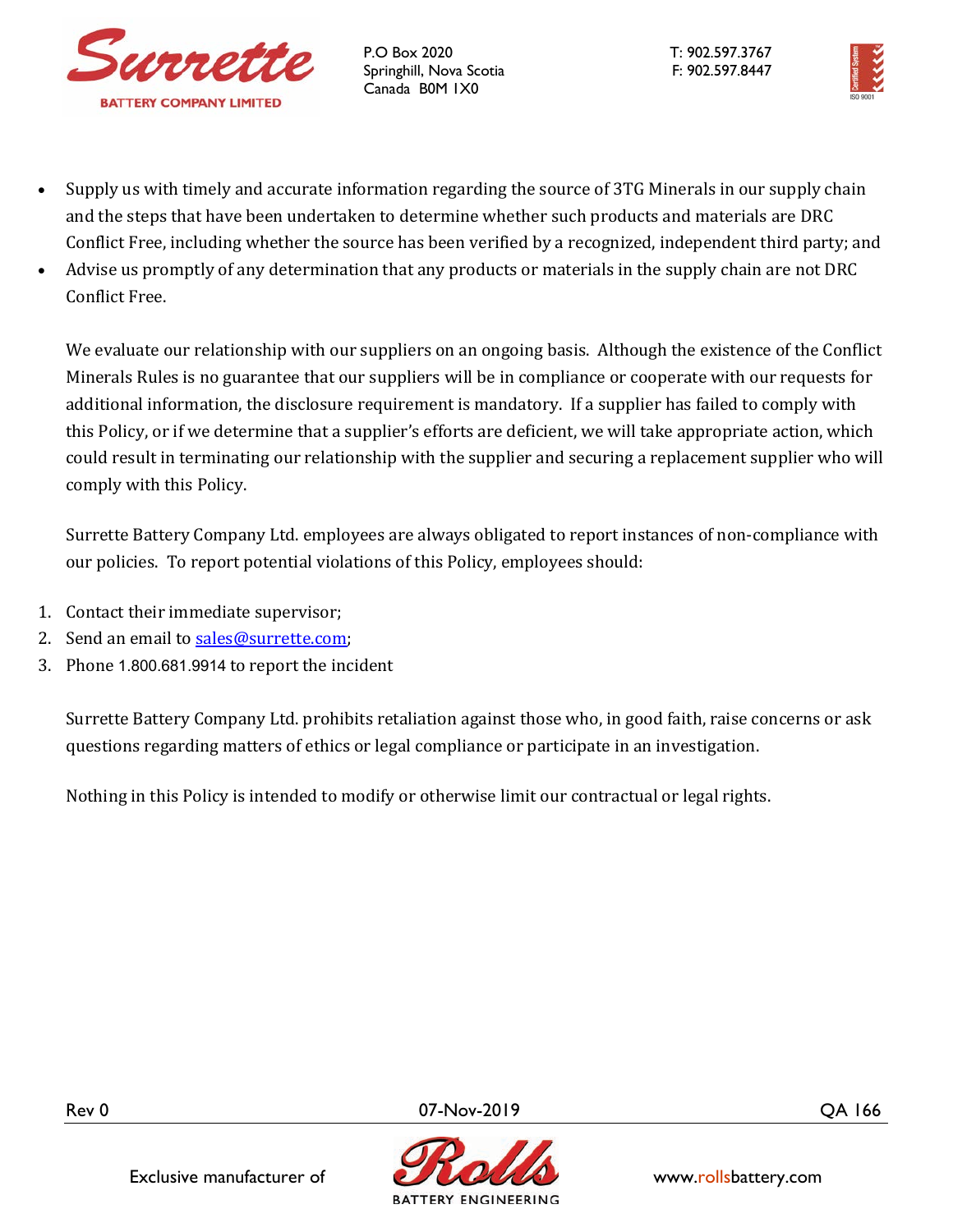- Supply us with timely and accurate information regarding the source of 3TG Minerals in our supply chain and the steps that have been undertaken to determine whether such products and materials are DRC Conflict Free, including whether the source has been verified by a recognized, independent third party; and
- Advise us promptly of any determination that any products or materials in the supply chain are not DRC Conflict Free.

We evaluate our relationship with our suppliers on an ongoing basis. Although the existence of the Conflict Minerals Rules is no guarantee that our suppliers will be in compliance or cooperate with our requests for additional information, the disclosure requirement is mandatory. If a supplier has failed to comply with this Policy, or if we determine that a supplier's efforts are deficient, we will take appropriate action, which could result in terminating our relationship with the supplier and securing a replacement supplier who will comply with this Policy.

Surrette Battery Company Ltd. employees are always obligated to report instances of non-compliance with our policies. To report potential violations of this Policy, employees should:

1. Contact their immediate supervisor;
2. Send an email to sales@surrette.com;
3. Phone 1.800.681.9914 to report the incident

Surrette Battery Company Ltd. prohibits retaliation against those who, in good faith, raise concerns or ask questions regarding matters of ethics or legal compliance or participate in an investigation.

Nothing in this Policy is intended to modify or otherwise limit our contractual or legal rights.